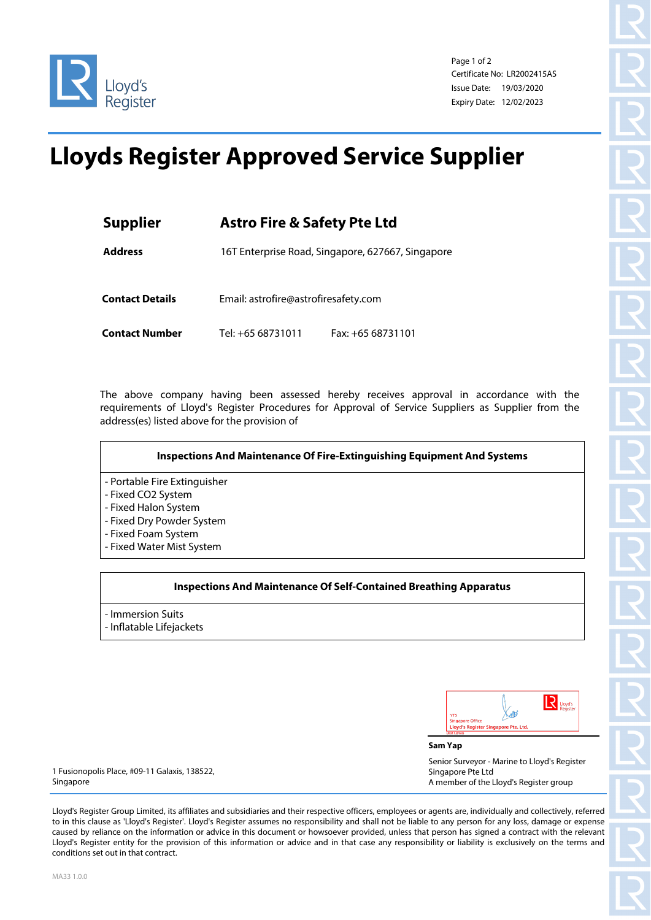Lloyd's Register

Certificate No: LR2002415AS
Issue Date: 19/03/2020
Expiry Date: 12/02/2023

# Lloyds Register Approved Service Supplier

| | |
|---|---|
| **Supplier** | **Astro Fire & Safety Pte Ltd** |
| **Address** | 16T Enterprise Road, Singapore, 627667, Singapore |
| **Contact Details** | Email: astrofire@astrofiresafety.com |
| **Contact Number** | Tel: +65 68731011 Fax: +65 68731101 |

The above company having been assessed hereby receives approval in accordance with the requirements of Lloyd's Register Procedures for Approval of Service Suppliers as Supplier from the address(es) listed above for the provision of

| **Inspections And Maintenance Of Fire-Extinguishing Equipment And Systems** |
|---|
| - Portable Fire Extinguisher<br>- Fixed CO2 System<br>- Fixed Halon System<br>- Fixed Dry Powder System<br>- Fixed Foam System<br>- Fixed Water Mist System |

| **Inspections And Maintenance Of Self-Contained Breathing Apparatus** |
|---|
| - Immersion Suits<br>- Inflatable Lifejackets |

YTS
Singapore Office
Lloyd's Register Singapore Pte. Ltd.

**Sam Yap**

Senior Surveyor - Marine to Lloyd's Register Singapore Pte Ltd
A member of the Lloyd's Register group

1 Fusionopolis Place, #09-11 Galaxis, 138522, Singapore

Lloyd's Register Group Limited, its affiliates and subsidiaries and their respective officers, employees or agents are, individually and collectively, referred to in this clause as 'Lloyd's Register'. Lloyd's Register assumes no responsibility and shall not be liable to any person for any loss, damage or expense caused by reliance on the information or advice in this document or howsoever provided, unless that person has signed a contract with the relevant Lloyd's Register entity for the provision of this information or advice and in that case any responsibility or liability is exclusively on the terms and conditions set out in that contract.

MA33 1.0.0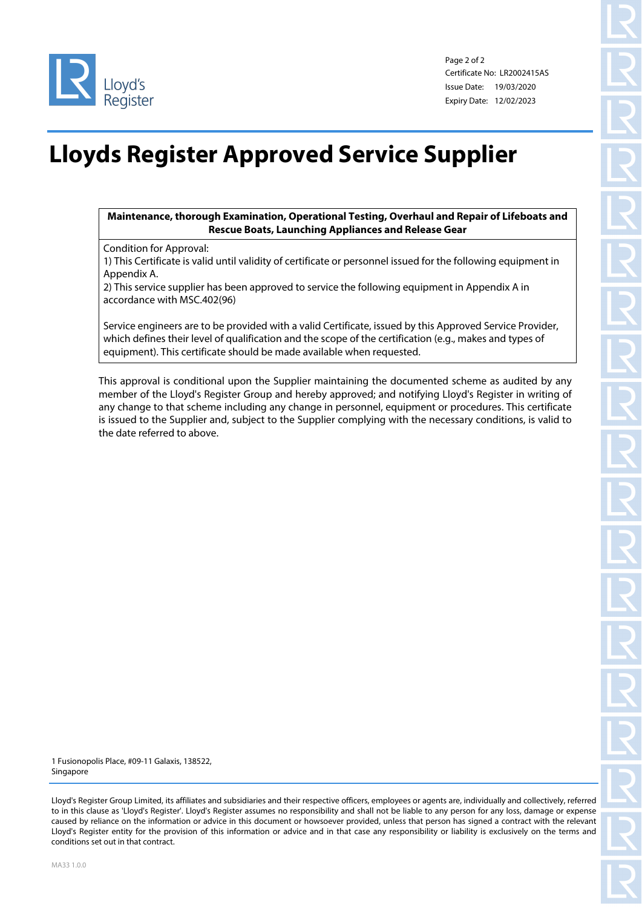Certificate No: LR2002415AS
Issue Date: 19/03/2020
Expiry Date: 12/02/2023

# Lloyds Register Approved Service Supplier

| **Maintenance, thorough Examination, Operational Testing, Overhaul and Repair of Lifeboats and Rescue Boats, Launching Appliances and Release Gear** |
|---|
| Condition for Approval:<br>1) This Certificate is valid until validity of certificate or personnel issued for the following equipment in Appendix A.<br>2) This service supplier has been approved to service the following equipment in Appendix A in accordance with MSC.402(96)<br><br>Service engineers are to be provided with a valid Certificate, issued by this Approved Service Provider, which defines their level of qualification and the scope of the certification (e.g., makes and types of equipment). This certificate should be made available when requested. |

This approval is conditional upon the Supplier maintaining the documented scheme as audited by any member of the Lloyd's Register Group and hereby approved; and notifying Lloyd's Register in writing of any change to that scheme including any change in personnel, equipment or procedures. This certificate is issued to the Supplier and, subject to the Supplier complying with the necessary conditions, is valid to the date referred to above.

1 Fusionopolis Place, #09-11 Galaxis, 138522,
Singapore

Lloyd's Register Group Limited, its affiliates and subsidiaries and their respective officers, employees or agents are, individually and collectively, referred to in this clause as 'Lloyd's Register'. Lloyd's Register assumes no responsibility and shall not be liable to any person for any loss, damage or expense caused by reliance on the information or advice in this document or howsoever provided, unless that person has signed a contract with the relevant Lloyd's Register entity for the provision of this information or advice and in that case any responsibility or liability is exclusively on the terms and conditions set out in that contract.

MA33 1.0.0